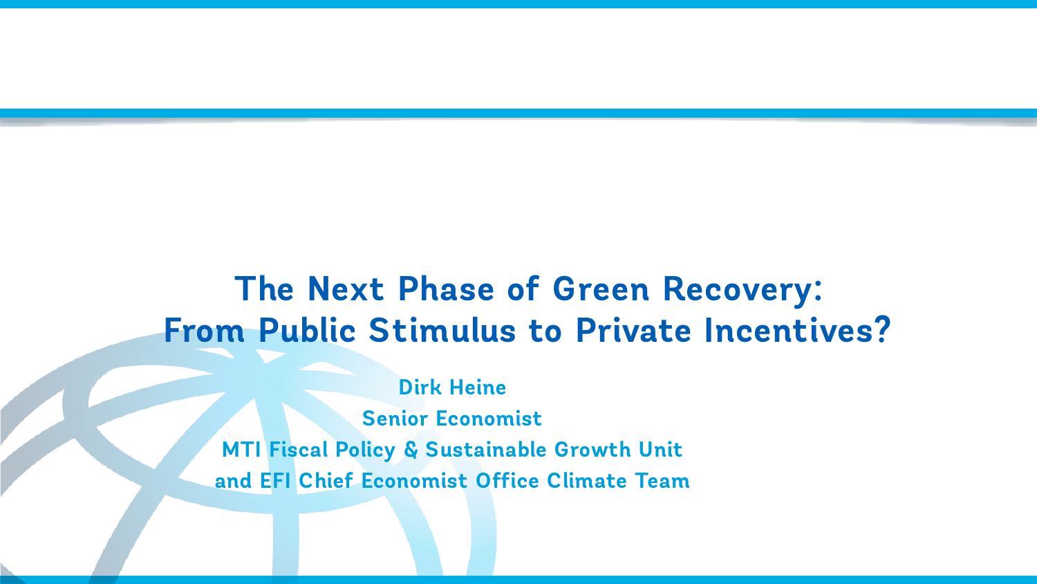# The Next Phase of Green Recovery: From Public Stimulus to Private Incentives?

**Dirk Heine**

**Senior Economist**

**MTI Fiscal Policy & Sustainable Growth Unit**

**and EFI Chief Economist Office Climate Team**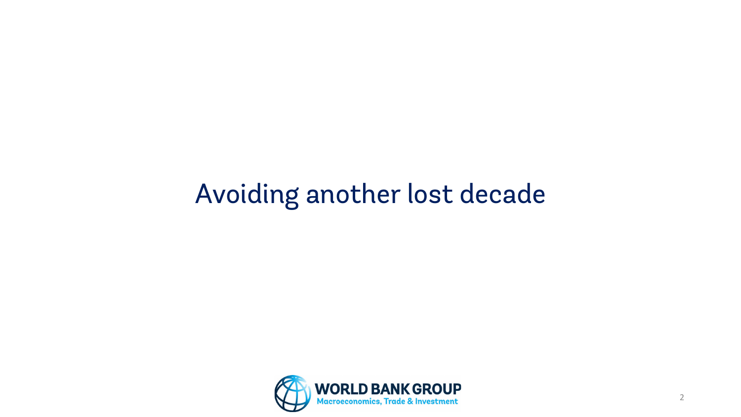# Avoiding another lost decade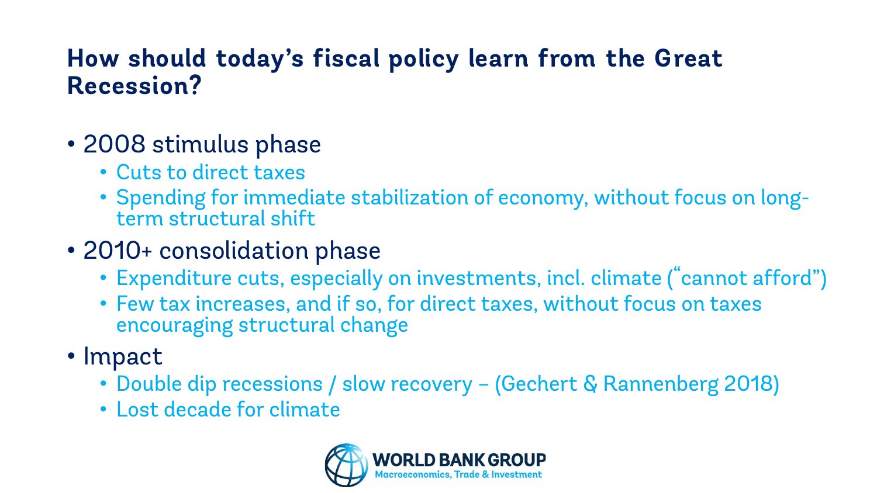## How should today's fiscal policy learn from the Great Recession?

- 2008 stimulus phase
  - Cuts to direct taxes
  - Spending for immediate stabilization of economy, without focus on long-term structural shift
- 2010+ consolidation phase
  - Expenditure cuts, especially on investments, incl. climate ("cannot afford")
  - Few tax increases, and if so, for direct taxes, without focus on taxes encouraging structural change
- Impact
  - Double dip recessions / slow recovery – (Gechert & Rannenberg 2018)
  - Lost decade for climate

WORLD BANK GROUP
Macroeconomics, Trade & Investment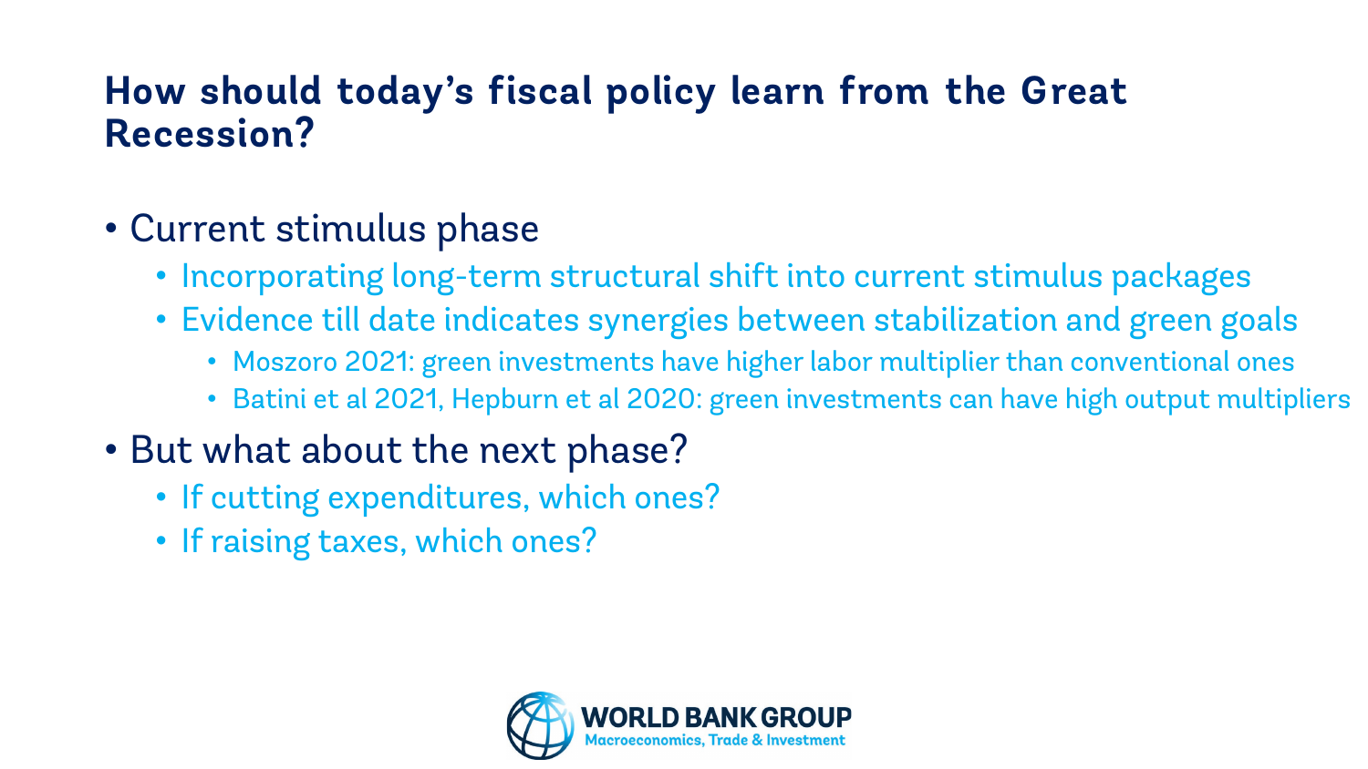## How should today's fiscal policy learn from the Great Recession?

- Current stimulus phase
  - Incorporating long-term structural shift into current stimulus packages
  - Evidence till date indicates synergies between stabilization and green goals
    - Moszoro 2021: green investments have higher labor multiplier than conventional ones
    - Batini et al 2021, Hepburn et al 2020: green investments can have high output multipliers
- But what about the next phase?
  - If cutting expenditures, which ones?
  - If raising taxes, which ones?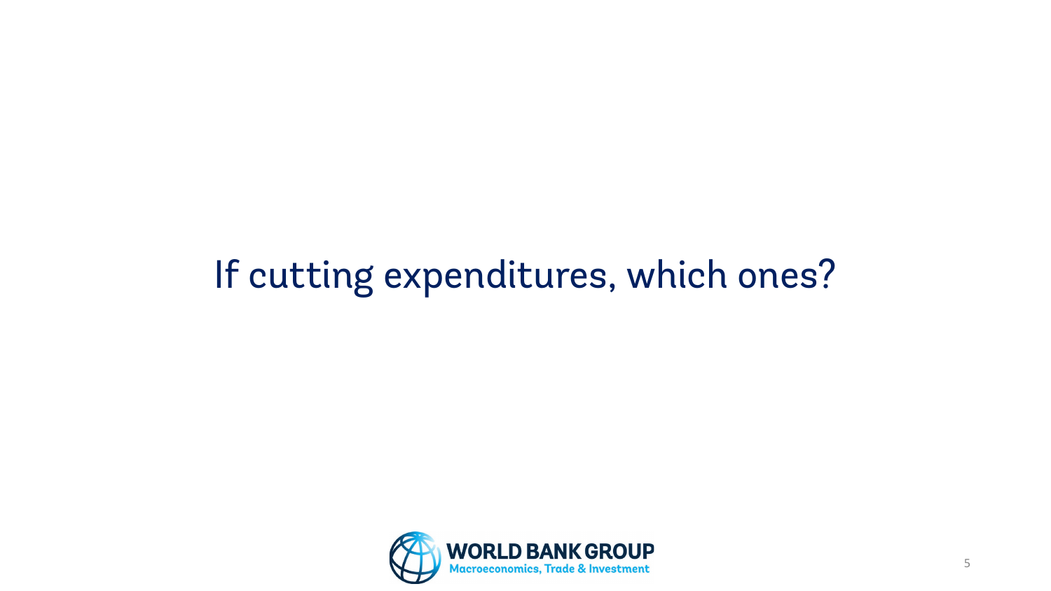# If cutting expenditures, which ones?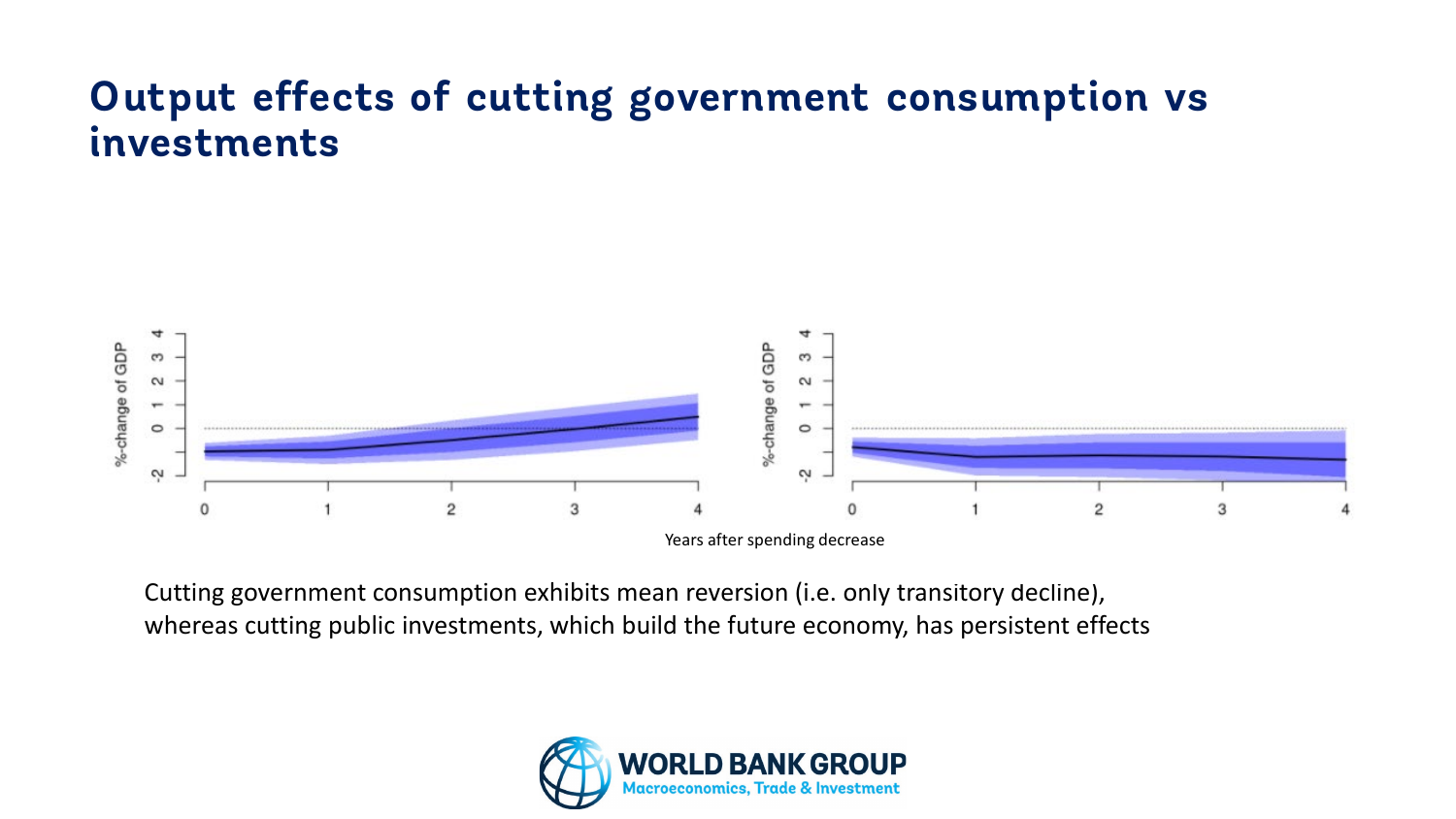# Output effects of cutting government consumption vs investments

Years after spending decrease

Cutting government consumption exhibits mean reversion (i.e. only transitory decline), whereas cutting public investments, which build the future economy, has persistent effects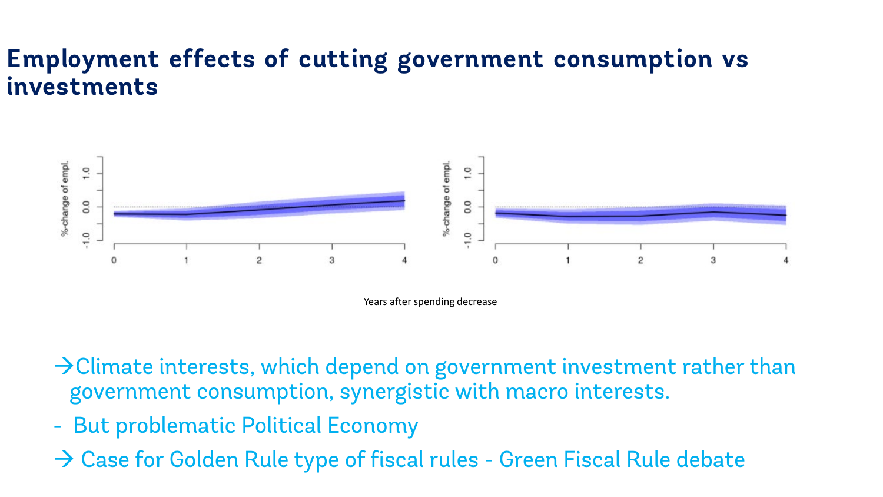# Employment effects of cutting government consumption vs investments

Years after spending decrease

→Climate interests, which depend on government investment rather than government consumption, synergistic with macro interests.

- But problematic Political Economy

→ Case for Golden Rule type of fiscal rules - Green Fiscal Rule debate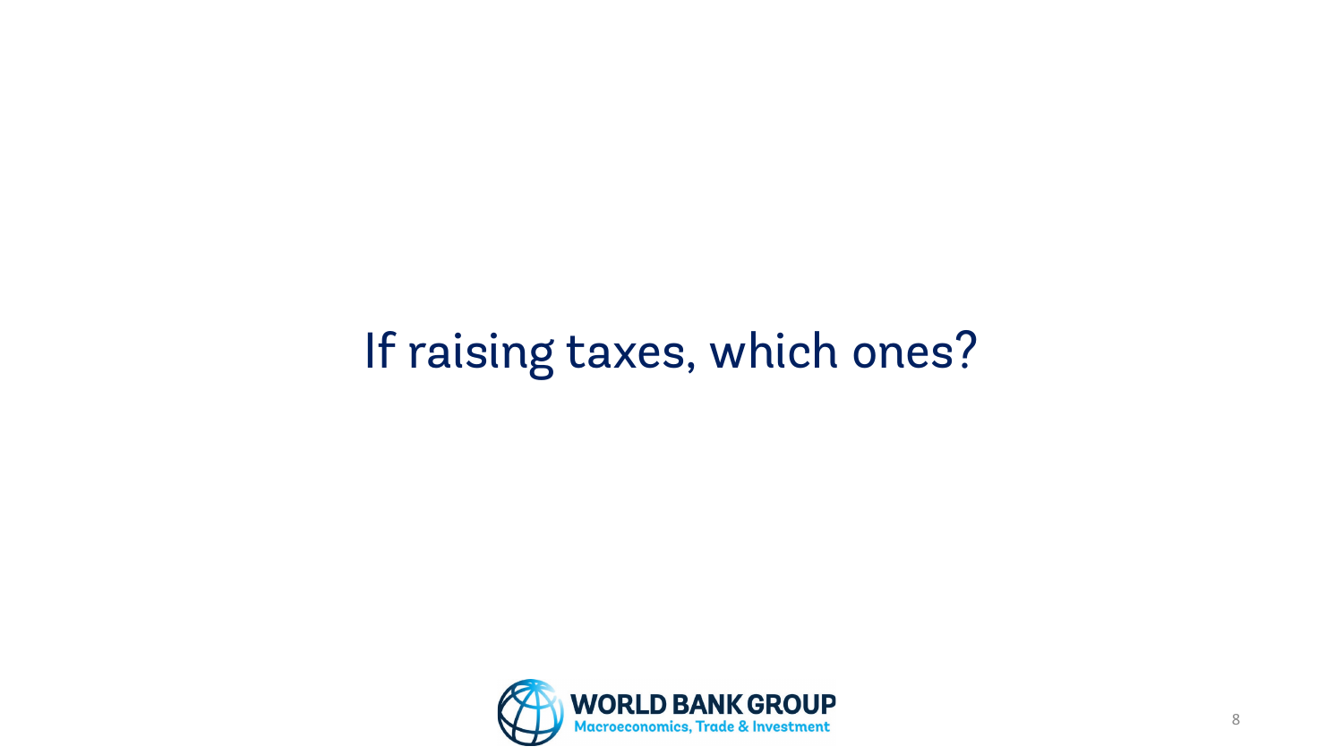# If raising taxes, which ones?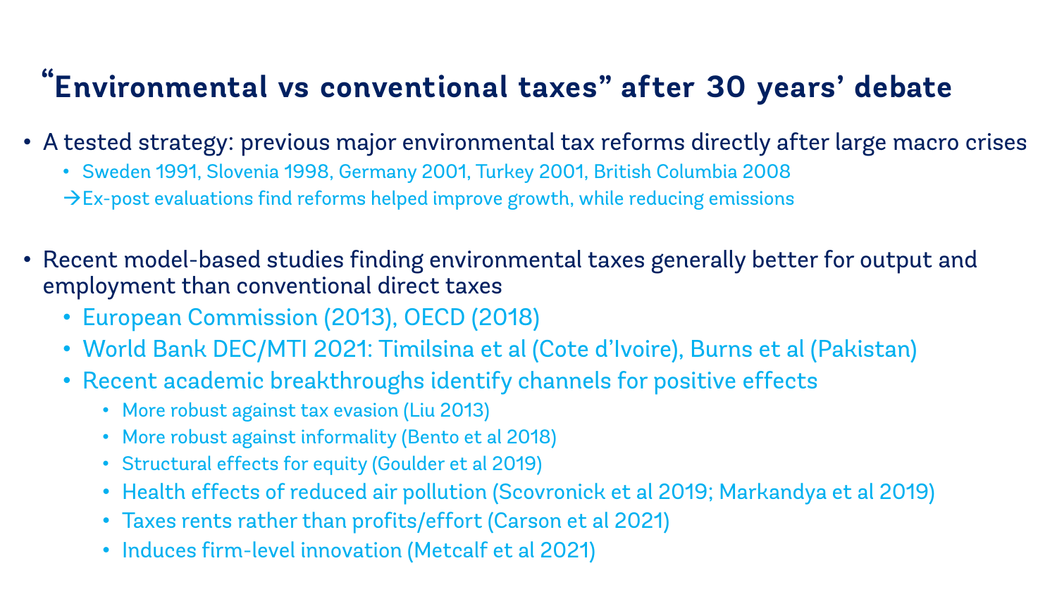# "Environmental vs conventional taxes" after 30 years' debate

- A tested strategy: previous major environmental tax reforms directly after large macro crises
  - Sweden 1991, Slovenia 1998, Germany 2001, Turkey 2001, British Columbia 2008

  →Ex-post evaluations find reforms helped improve growth, while reducing emissions

- Recent model-based studies finding environmental taxes generally better for output and employment than conventional direct taxes
  - European Commission (2013), OECD (2018)
  - World Bank DEC/MTI 2021: Timilsina et al (Cote d'Ivoire), Burns et al (Pakistan)
  - Recent academic breakthroughs identify channels for positive effects
    - More robust against tax evasion (Liu 2013)
    - More robust against informality (Bento et al 2018)
    - Structural effects for equity (Goulder et al 2019)
    - Health effects of reduced air pollution (Scovronick et al 2019; Markandya et al 2019)
    - Taxes rents rather than profits/effort (Carson et al 2021)
    - Induces firm-level innovation (Metcalf et al 2021)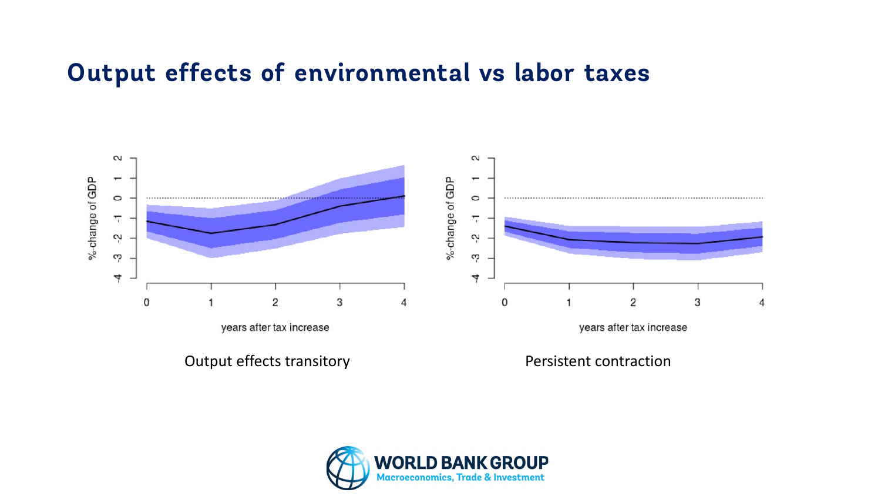# Output effects of environmental vs labor taxes

Output effects transitory

Persistent contraction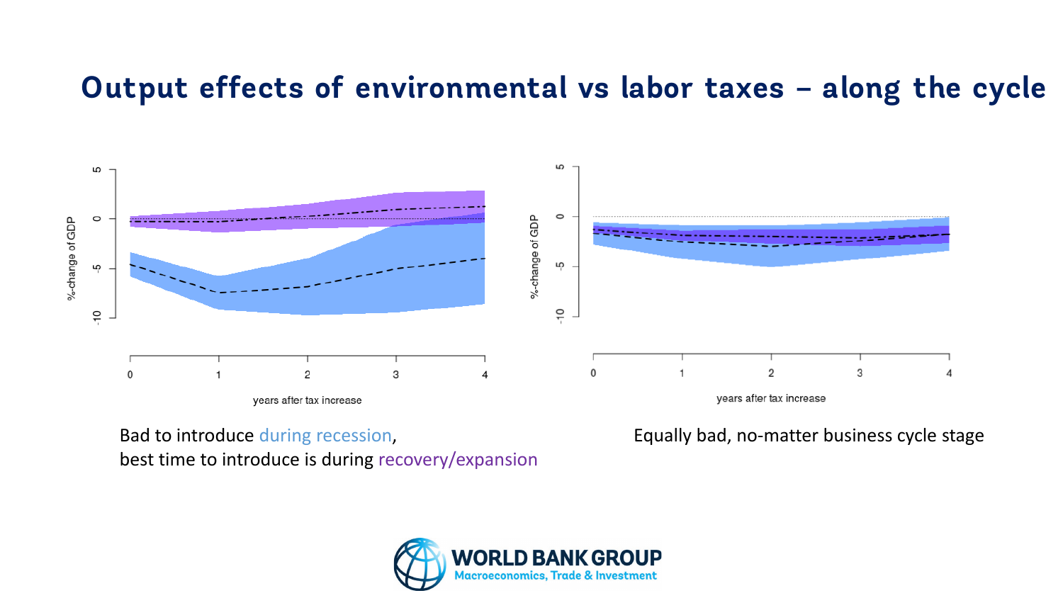# Output effects of environmental vs labor taxes – along the cycle

Bad to introduce during recession,
best time to introduce is during recovery/expansion

Equally bad, no-matter business cycle stage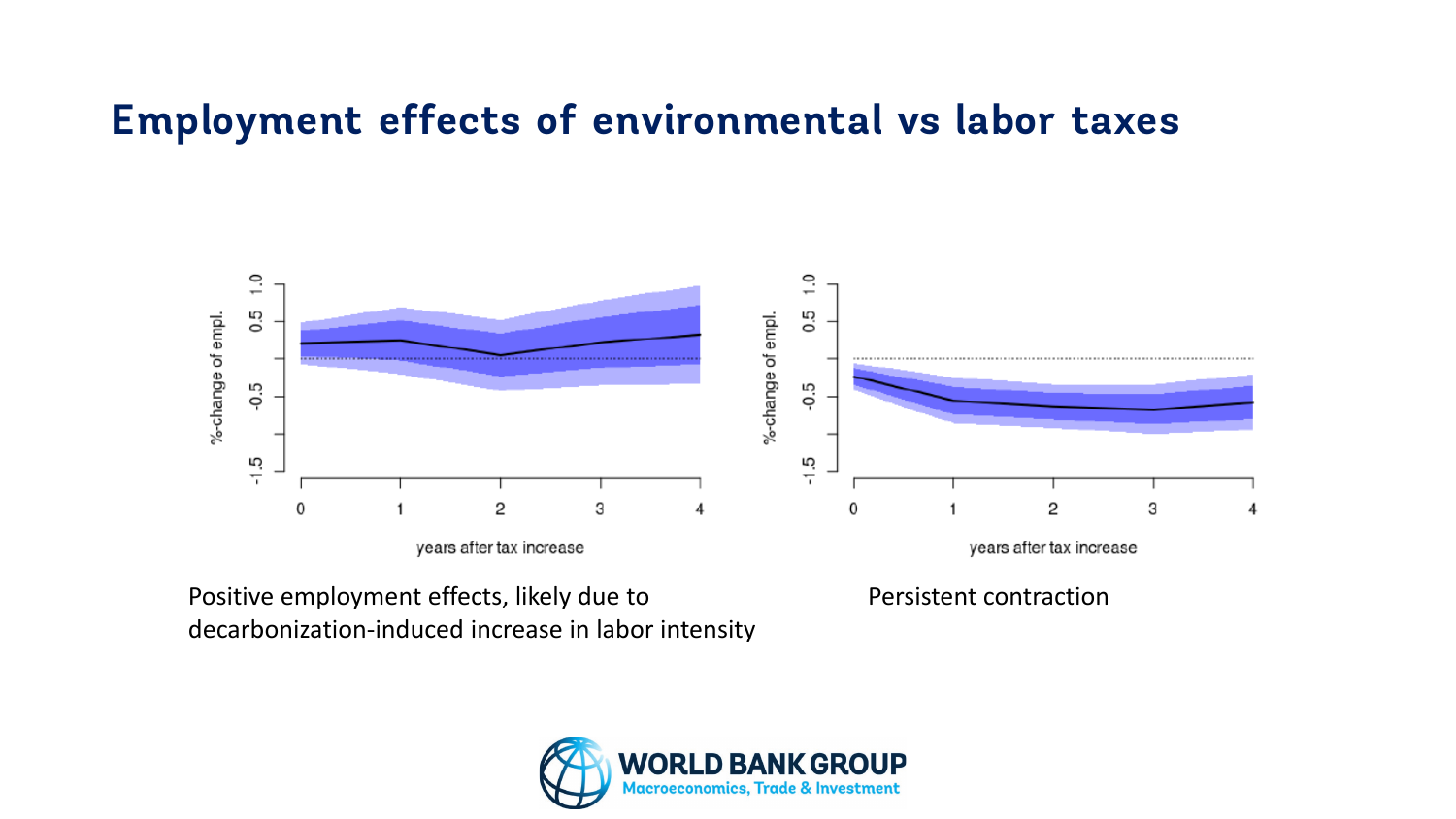# Employment effects of environmental vs labor taxes

Positive employment effects, likely due to decarbonization-induced increase in labor intensity

Persistent contraction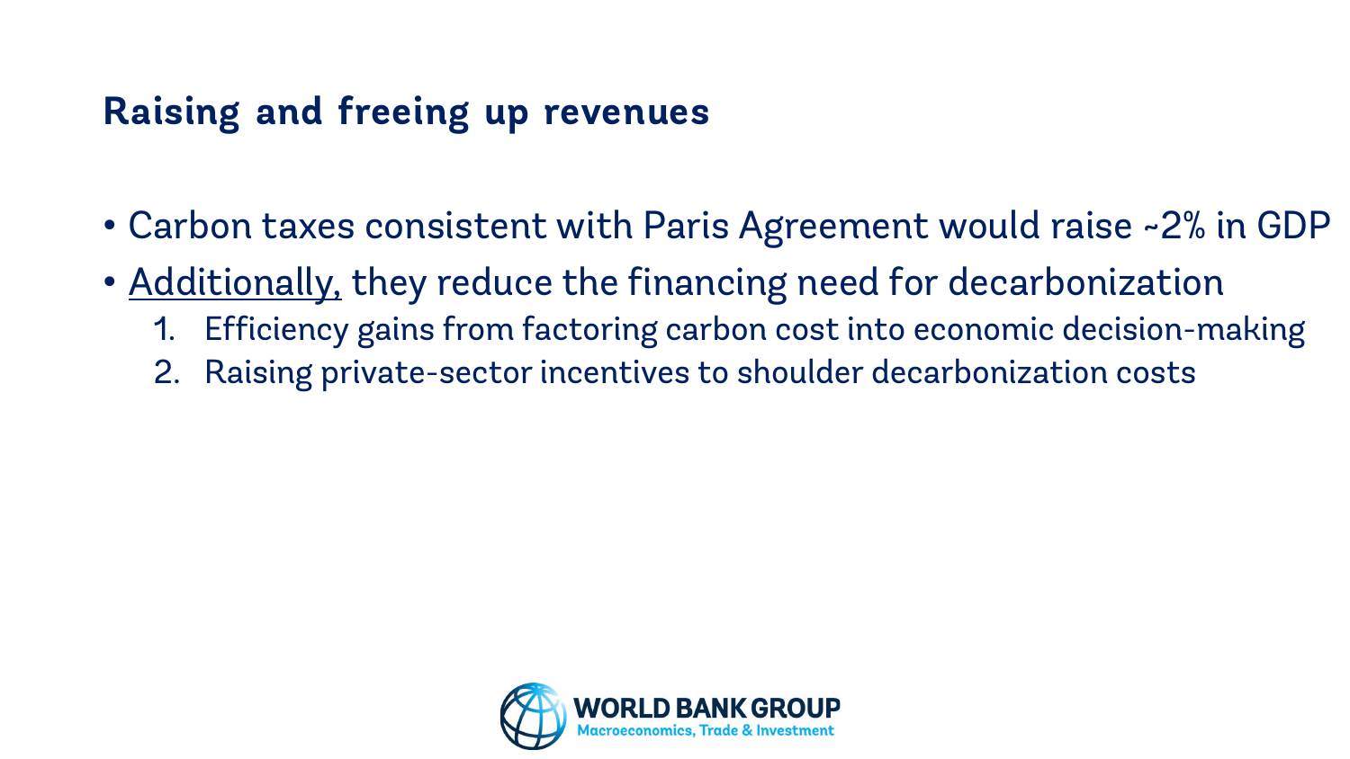## Raising and freeing up revenues

- Carbon taxes consistent with Paris Agreement would raise ~2% in GDP
- <u>Additionally,</u> they reduce the financing need for decarbonization
  1. Efficiency gains from factoring carbon cost into economic decision-making
  2. Raising private-sector incentives to shoulder decarbonization costs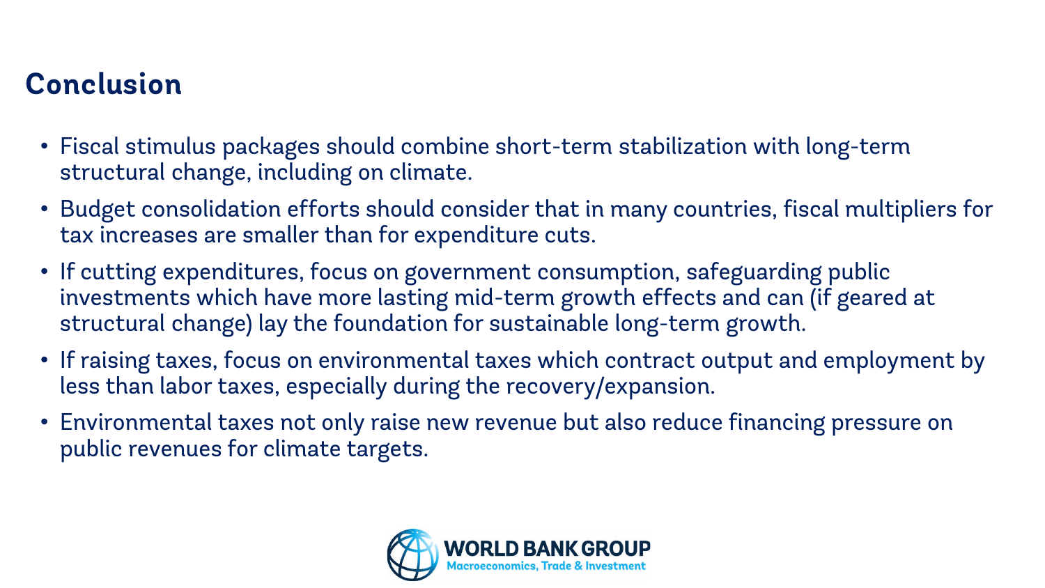## Conclusion

- Fiscal stimulus packages should combine short-term stabilization with long-term structural change, including on climate.
- Budget consolidation efforts should consider that in many countries, fiscal multipliers for tax increases are smaller than for expenditure cuts.
- If cutting expenditures, focus on government consumption, safeguarding public investments which have more lasting mid-term growth effects and can (if geared at structural change) lay the foundation for sustainable long-term growth.
- If raising taxes, focus on environmental taxes which contract output and employment by less than labor taxes, especially during the recovery/expansion.
- Environmental taxes not only raise new revenue but also reduce financing pressure on public revenues for climate targets.

WORLD BANK GROUP
Macroeconomics, Trade & Investment